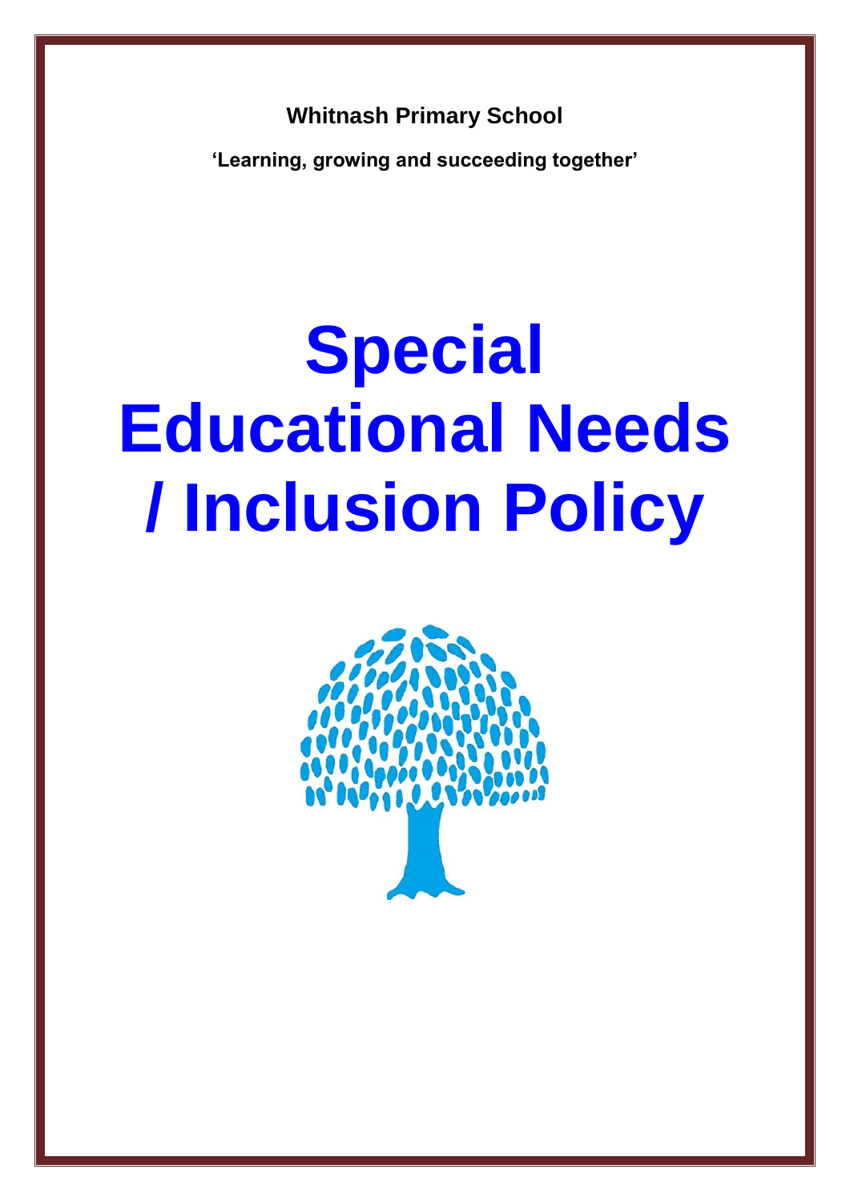**Whitnash Primary School**

**'Learning, growing and succeeding together'**

# Special Educational Needs / Inclusion Policy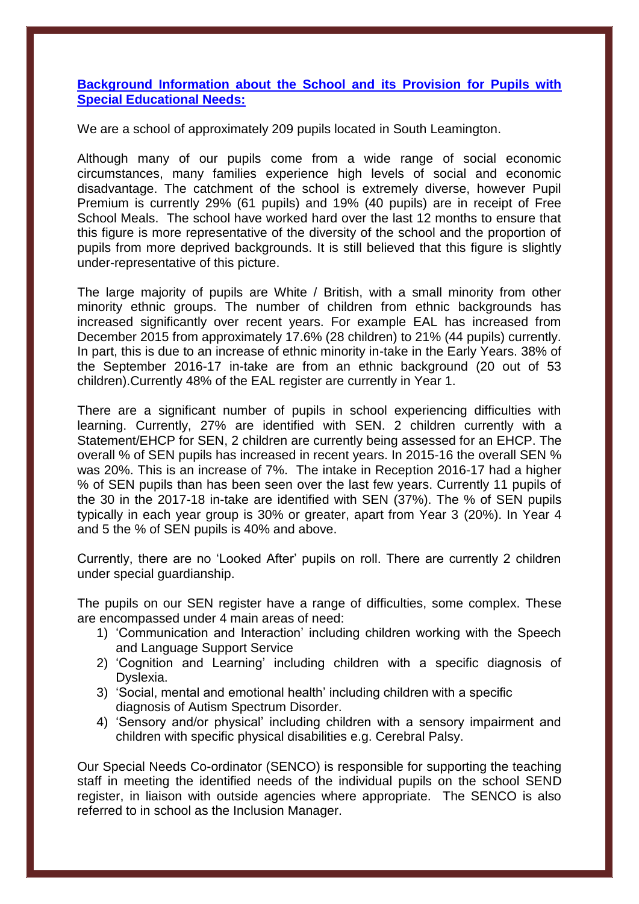## Background Information about the School and its Provision for Pupils with Special Educational Needs:

We are a school of approximately 209 pupils located in South Leamington.

Although many of our pupils come from a wide range of social economic circumstances, many families experience high levels of social and economic disadvantage. The catchment of the school is extremely diverse, however Pupil Premium is currently 29% (61 pupils) and 19% (40 pupils) are in receipt of Free School Meals. The school have worked hard over the last 12 months to ensure that this figure is more representative of the diversity of the school and the proportion of pupils from more deprived backgrounds. It is still believed that this figure is slightly under-representative of this picture.

The large majority of pupils are White / British, with a small minority from other minority ethnic groups. The number of children from ethnic backgrounds has increased significantly over recent years. For example EAL has increased from December 2015 from approximately 17.6% (28 children) to 21% (44 pupils) currently. In part, this is due to an increase of ethnic minority in-take in the Early Years. 38% of the September 2016-17 in-take are from an ethnic background (20 out of 53 children).Currently 48% of the EAL register are currently in Year 1.

There are a significant number of pupils in school experiencing difficulties with learning. Currently, 27% are identified with SEN. 2 children currently with a Statement/EHCP for SEN, 2 children are currently being assessed for an EHCP. The overall % of SEN pupils has increased in recent years. In 2015-16 the overall SEN % was 20%. This is an increase of 7%. The intake in Reception 2016-17 had a higher % of SEN pupils than has been seen over the last few years. Currently 11 pupils of the 30 in the 2017-18 in-take are identified with SEN (37%). The % of SEN pupils typically in each year group is 30% or greater, apart from Year 3 (20%). In Year 4 and 5 the % of SEN pupils is 40% and above.

Currently, there are no 'Looked After' pupils on roll. There are currently 2 children under special guardianship.

The pupils on our SEN register have a range of difficulties, some complex. These are encompassed under 4 main areas of need:

1) 'Communication and Interaction' including children working with the Speech and Language Support Service
2) 'Cognition and Learning' including children with a specific diagnosis of Dyslexia.
3) 'Social, mental and emotional health' including children with a specific diagnosis of Autism Spectrum Disorder.
4) 'Sensory and/or physical' including children with a sensory impairment and children with specific physical disabilities e.g. Cerebral Palsy.

Our Special Needs Co-ordinator (SENCO) is responsible for supporting the teaching staff in meeting the identified needs of the individual pupils on the school SEND register, in liaison with outside agencies where appropriate. The SENCO is also referred to in school as the Inclusion Manager.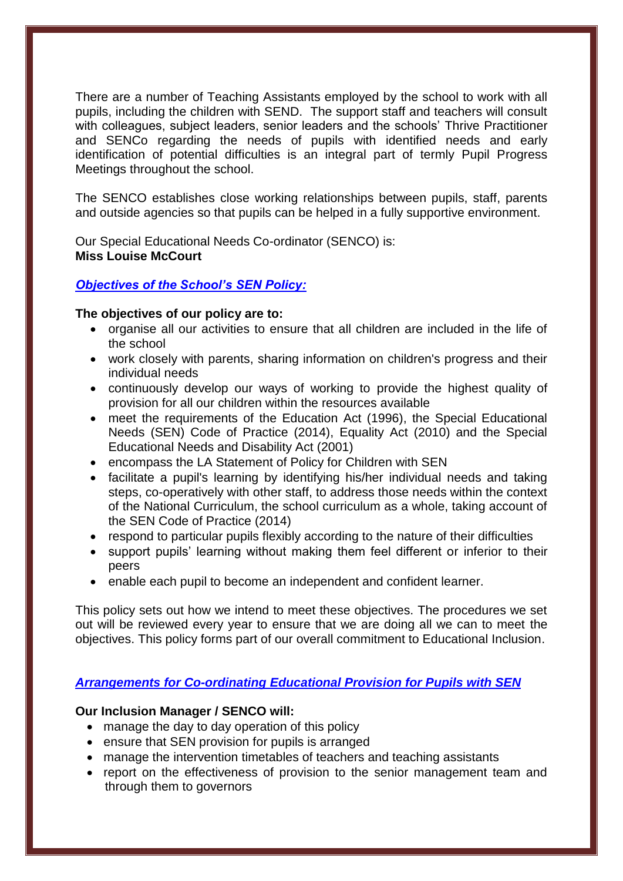There are a number of Teaching Assistants employed by the school to work with all pupils, including the children with SEND. The support staff and teachers will consult with colleagues, subject leaders, senior leaders and the schools' Thrive Practitioner and SENCo regarding the needs of pupils with identified needs and early identification of potential difficulties is an integral part of termly Pupil Progress Meetings throughout the school.

The SENCO establishes close working relationships between pupils, staff, parents and outside agencies so that pupils can be helped in a fully supportive environment.

Our Special Educational Needs Co-ordinator (SENCO) is:
**Miss Louise McCourt**

## ***Objectives of the School's SEN Policy:***

**The objectives of our policy are to:**

- organise all our activities to ensure that all children are included in the life of the school
- work closely with parents, sharing information on children's progress and their individual needs
- continuously develop our ways of working to provide the highest quality of provision for all our children within the resources available
- meet the requirements of the Education Act (1996), the Special Educational Needs (SEN) Code of Practice (2014), Equality Act (2010) and the Special Educational Needs and Disability Act (2001)
- encompass the LA Statement of Policy for Children with SEN
- facilitate a pupil's learning by identifying his/her individual needs and taking steps, co-operatively with other staff, to address those needs within the context of the National Curriculum, the school curriculum as a whole, taking account of the SEN Code of Practice (2014)
- respond to particular pupils flexibly according to the nature of their difficulties
- support pupils' learning without making them feel different or inferior to their peers
- enable each pupil to become an independent and confident learner.

This policy sets out how we intend to meet these objectives. The procedures we set out will be reviewed every year to ensure that we are doing all we can to meet the objectives. This policy forms part of our overall commitment to Educational Inclusion.

## ***Arrangements for Co-ordinating Educational Provision for Pupils with SEN***

**Our Inclusion Manager / SENCO will:**

- manage the day to day operation of this policy
- ensure that SEN provision for pupils is arranged
- manage the intervention timetables of teachers and teaching assistants
- report on the effectiveness of provision to the senior management team and through them to governors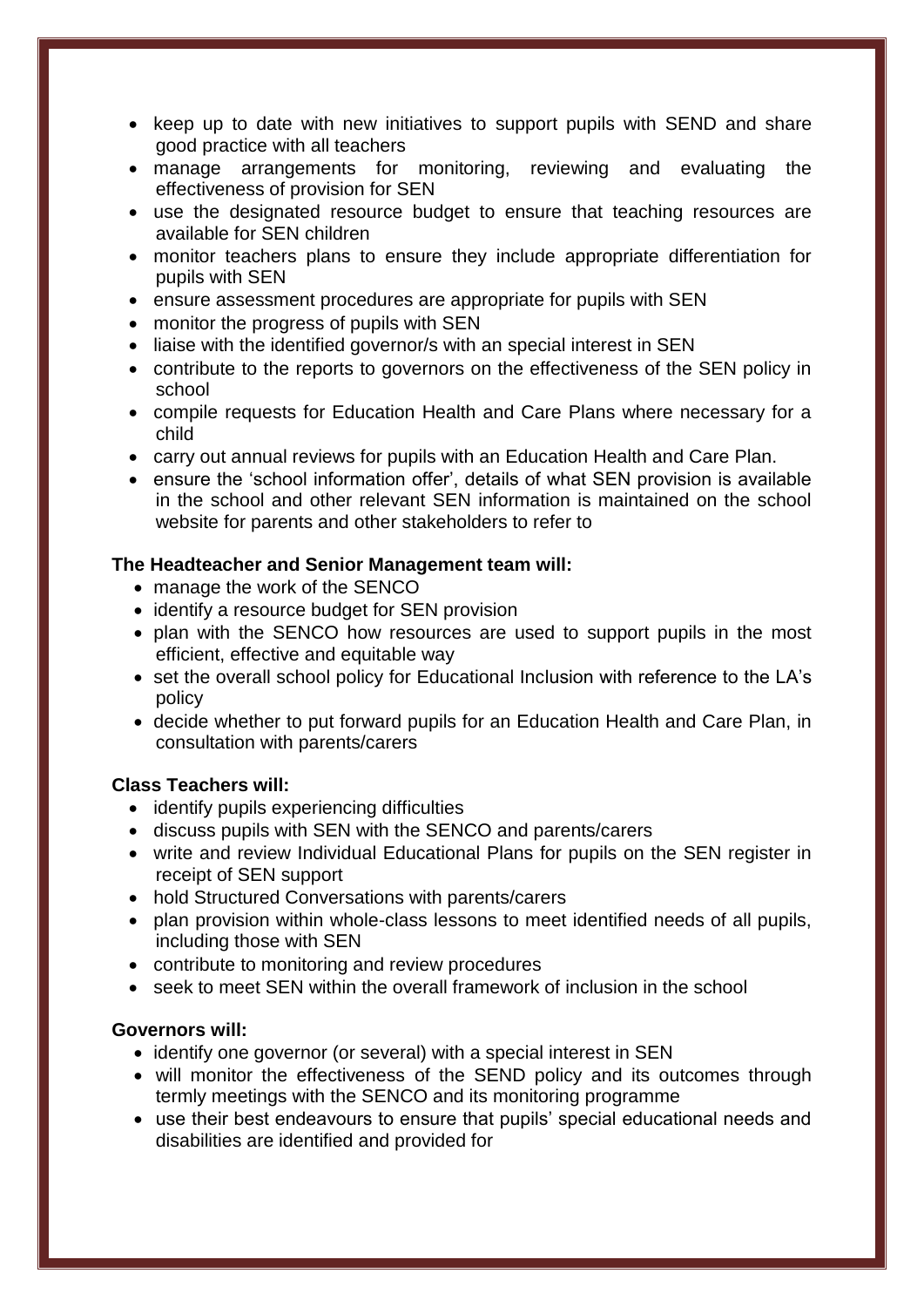- keep up to date with new initiatives to support pupils with SEND and share good practice with all teachers
- manage arrangements for monitoring, reviewing and evaluating the effectiveness of provision for SEN
- use the designated resource budget to ensure that teaching resources are available for SEN children
- monitor teachers plans to ensure they include appropriate differentiation for pupils with SEN
- ensure assessment procedures are appropriate for pupils with SEN
- monitor the progress of pupils with SEN
- liaise with the identified governor/s with an special interest in SEN
- contribute to the reports to governors on the effectiveness of the SEN policy in school
- compile requests for Education Health and Care Plans where necessary for a child
- carry out annual reviews for pupils with an Education Health and Care Plan.
- ensure the 'school information offer', details of what SEN provision is available in the school and other relevant SEN information is maintained on the school website for parents and other stakeholders to refer to

**The Headteacher and Senior Management team will:**

- manage the work of the SENCO
- identify a resource budget for SEN provision
- plan with the SENCO how resources are used to support pupils in the most efficient, effective and equitable way
- set the overall school policy for Educational Inclusion with reference to the LA's policy
- decide whether to put forward pupils for an Education Health and Care Plan, in consultation with parents/carers

**Class Teachers will:**

- identify pupils experiencing difficulties
- discuss pupils with SEN with the SENCO and parents/carers
- write and review Individual Educational Plans for pupils on the SEN register in receipt of SEN support
- hold Structured Conversations with parents/carers
- plan provision within whole-class lessons to meet identified needs of all pupils, including those with SEN
- contribute to monitoring and review procedures
- seek to meet SEN within the overall framework of inclusion in the school

**Governors will:**

- identify one governor (or several) with a special interest in SEN
- will monitor the effectiveness of the SEND policy and its outcomes through termly meetings with the SENCO and its monitoring programme
- use their best endeavours to ensure that pupils' special educational needs and disabilities are identified and provided for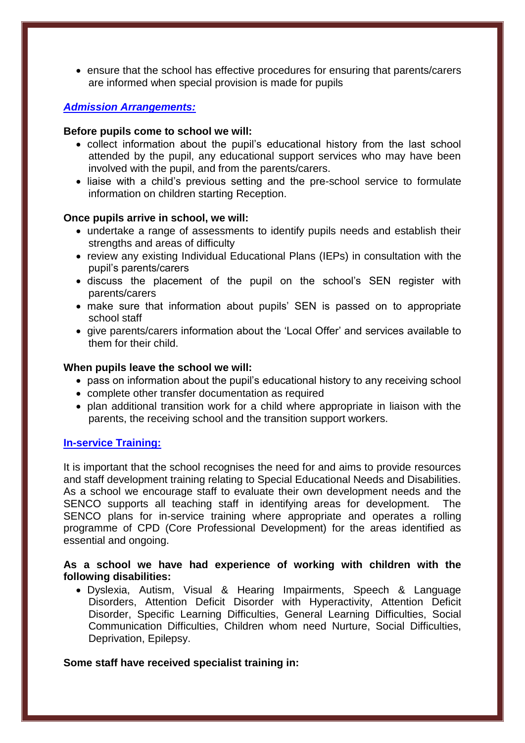- ensure that the school has effective procedures for ensuring that parents/carers are informed when special provision is made for pupils

## ***Admission Arrangements:***

**Before pupils come to school we will:**

- collect information about the pupil's educational history from the last school attended by the pupil, any educational support services who may have been involved with the pupil, and from the parents/carers.
- liaise with a child's previous setting and the pre-school service to formulate information on children starting Reception.

**Once pupils arrive in school, we will:**

- undertake a range of assessments to identify pupils needs and establish their strengths and areas of difficulty
- review any existing Individual Educational Plans (IEPs) in consultation with the pupil's parents/carers
- discuss the placement of the pupil on the school's SEN register with parents/carers
- make sure that information about pupils' SEN is passed on to appropriate school staff
- give parents/carers information about the 'Local Offer' and services available to them for their child.

**When pupils leave the school we will:**

- pass on information about the pupil's educational history to any receiving school
- complete other transfer documentation as required
- plan additional transition work for a child where appropriate in liaison with the parents, the receiving school and the transition support workers.

## **In-service Training:**

It is important that the school recognises the need for and aims to provide resources and staff development training relating to Special Educational Needs and Disabilities. As a school we encourage staff to evaluate their own development needs and the SENCO supports all teaching staff in identifying areas for development. The SENCO plans for in-service training where appropriate and operates a rolling programme of CPD (Core Professional Development) for the areas identified as essential and ongoing.

**As a school we have had experience of working with children with the following disabilities:**

- Dyslexia, Autism, Visual & Hearing Impairments, Speech & Language Disorders, Attention Deficit Disorder with Hyperactivity, Attention Deficit Disorder, Specific Learning Difficulties, General Learning Difficulties, Social Communication Difficulties, Children whom need Nurture, Social Difficulties, Deprivation, Epilepsy.

**Some staff have received specialist training in:**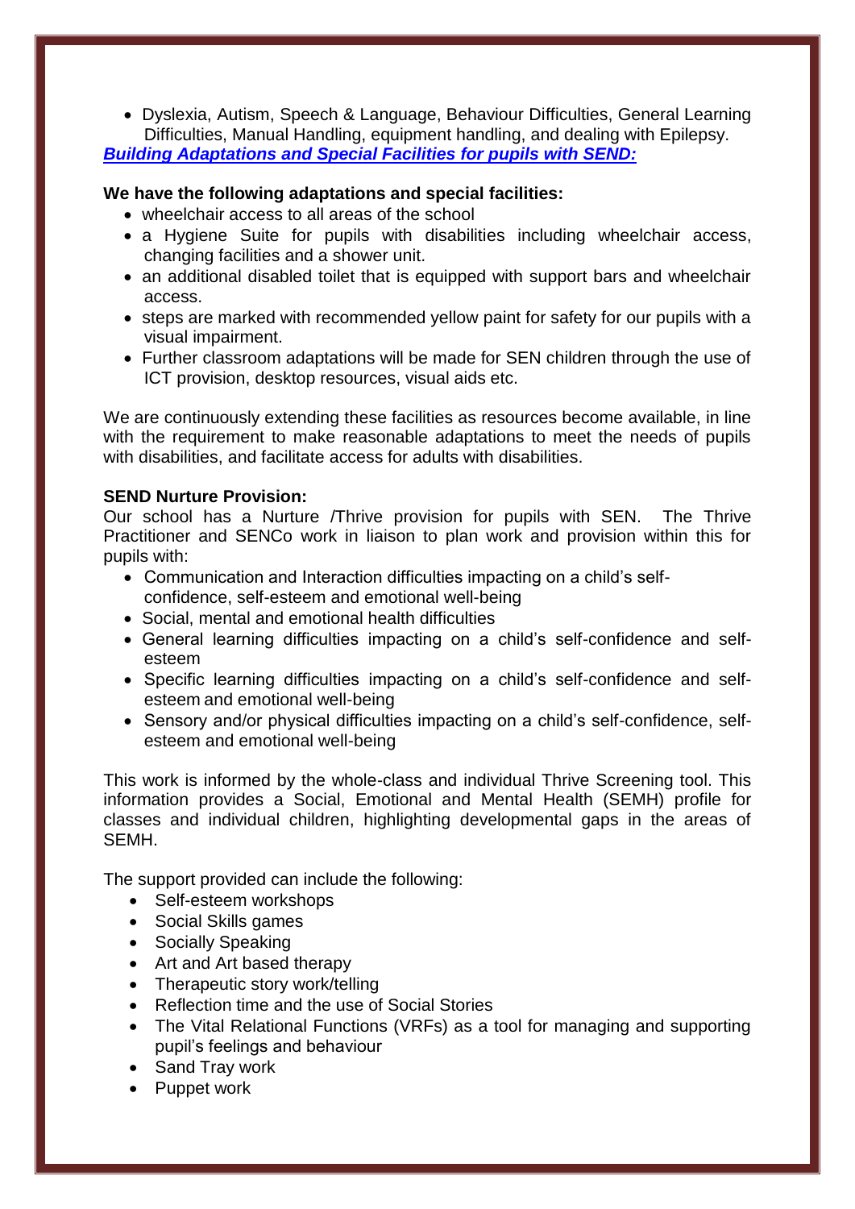- Dyslexia, Autism, Speech & Language, Behaviour Difficulties, General Learning Difficulties, Manual Handling, equipment handling, and dealing with Epilepsy.

***Building Adaptations and Special Facilities for pupils with SEND:***

**We have the following adaptations and special facilities:**

- wheelchair access to all areas of the school
- a Hygiene Suite for pupils with disabilities including wheelchair access, changing facilities and a shower unit.
- an additional disabled toilet that is equipped with support bars and wheelchair access.
- steps are marked with recommended yellow paint for safety for our pupils with a visual impairment.
- Further classroom adaptations will be made for SEN children through the use of ICT provision, desktop resources, visual aids etc.

We are continuously extending these facilities as resources become available, in line with the requirement to make reasonable adaptations to meet the needs of pupils with disabilities, and facilitate access for adults with disabilities.

**SEND Nurture Provision:**

Our school has a Nurture /Thrive provision for pupils with SEN. The Thrive Practitioner and SENCo work in liaison to plan work and provision within this for pupils with:

- Communication and Interaction difficulties impacting on a child's self-confidence, self-esteem and emotional well-being
- Social, mental and emotional health difficulties
- General learning difficulties impacting on a child's self-confidence and self-esteem
- Specific learning difficulties impacting on a child's self-confidence and self-esteem and emotional well-being
- Sensory and/or physical difficulties impacting on a child's self-confidence, self-esteem and emotional well-being

This work is informed by the whole-class and individual Thrive Screening tool. This information provides a Social, Emotional and Mental Health (SEMH) profile for classes and individual children, highlighting developmental gaps in the areas of SEMH.

The support provided can include the following:

- Self-esteem workshops
- Social Skills games
- Socially Speaking
- Art and Art based therapy
- Therapeutic story work/telling
- Reflection time and the use of Social Stories
- The Vital Relational Functions (VRFs) as a tool for managing and supporting pupil's feelings and behaviour
- Sand Tray work
- Puppet work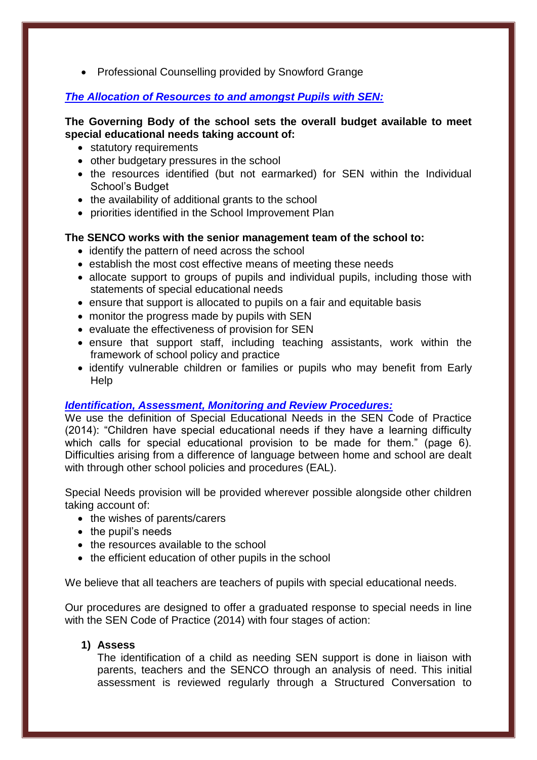- Professional Counselling provided by Snowford Grange

## ***The Allocation of Resources to and amongst Pupils with SEN:***

**The Governing Body of the school sets the overall budget available to meet special educational needs taking account of:**

- statutory requirements
- other budgetary pressures in the school
- the resources identified (but not earmarked) for SEN within the Individual School's Budget
- the availability of additional grants to the school
- priorities identified in the School Improvement Plan

**The SENCO works with the senior management team of the school to:**

- identify the pattern of need across the school
- establish the most cost effective means of meeting these needs
- allocate support to groups of pupils and individual pupils, including those with statements of special educational needs
- ensure that support is allocated to pupils on a fair and equitable basis
- monitor the progress made by pupils with SEN
- evaluate the effectiveness of provision for SEN
- ensure that support staff, including teaching assistants, work within the framework of school policy and practice
- identify vulnerable children or families or pupils who may benefit from Early Help

## ***Identification, Assessment, Monitoring and Review Procedures:***

We use the definition of Special Educational Needs in the SEN Code of Practice (2014): "Children have special educational needs if they have a learning difficulty which calls for special educational provision to be made for them." (page 6). Difficulties arising from a difference of language between home and school are dealt with through other school policies and procedures (EAL).

Special Needs provision will be provided wherever possible alongside other children taking account of:

- the wishes of parents/carers
- the pupil's needs
- the resources available to the school
- the efficient education of other pupils in the school

We believe that all teachers are teachers of pupils with special educational needs.

Our procedures are designed to offer a graduated response to special needs in line with the SEN Code of Practice (2014) with four stages of action:

1) **Assess**
   The identification of a child as needing SEN support is done in liaison with parents, teachers and the SENCO through an analysis of need. This initial assessment is reviewed regularly through a Structured Conversation to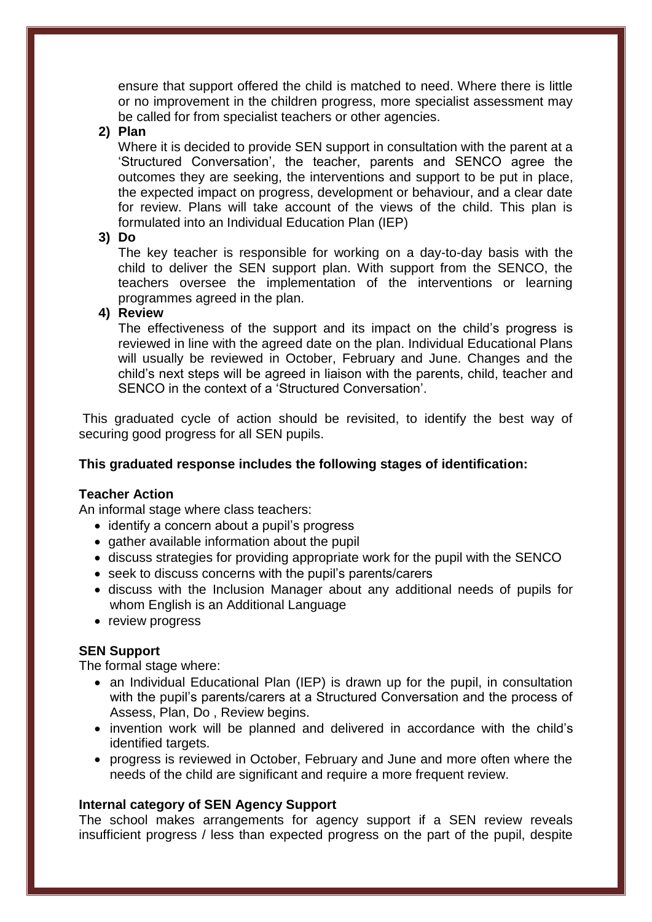ensure that support offered the child is matched to need. Where there is little or no improvement in the children progress, more specialist assessment may be called for from specialist teachers or other agencies.

2) **Plan**

Where it is decided to provide SEN support in consultation with the parent at a 'Structured Conversation', the teacher, parents and SENCO agree the outcomes they are seeking, the interventions and support to be put in place, the expected impact on progress, development or behaviour, and a clear date for review. Plans will take account of the views of the child. This plan is formulated into an Individual Education Plan (IEP)

3) **Do**

The key teacher is responsible for working on a day-to-day basis with the child to deliver the SEN support plan. With support from the SENCO, the teachers oversee the implementation of the interventions or learning programmes agreed in the plan.

4) **Review**

The effectiveness of the support and its impact on the child's progress is reviewed in line with the agreed date on the plan. Individual Educational Plans will usually be reviewed in October, February and June. Changes and the child's next steps will be agreed in liaison with the parents, child, teacher and SENCO in the context of a 'Structured Conversation'.

This graduated cycle of action should be revisited, to identify the best way of securing good progress for all SEN pupils.

**This graduated response includes the following stages of identification:**

**Teacher Action**

An informal stage where class teachers:

- identify a concern about a pupil's progress
- gather available information about the pupil
- discuss strategies for providing appropriate work for the pupil with the SENCO
- seek to discuss concerns with the pupil's parents/carers
- discuss with the Inclusion Manager about any additional needs of pupils for whom English is an Additional Language
- review progress

**SEN Support**

The formal stage where:

- an Individual Educational Plan (IEP) is drawn up for the pupil, in consultation with the pupil's parents/carers at a Structured Conversation and the process of Assess, Plan, Do , Review begins.
- invention work will be planned and delivered in accordance with the child's identified targets.
- progress is reviewed in October, February and June and more often where the needs of the child are significant and require a more frequent review.

**Internal category of SEN Agency Support**

The school makes arrangements for agency support if a SEN review reveals insufficient progress / less than expected progress on the part of the pupil, despite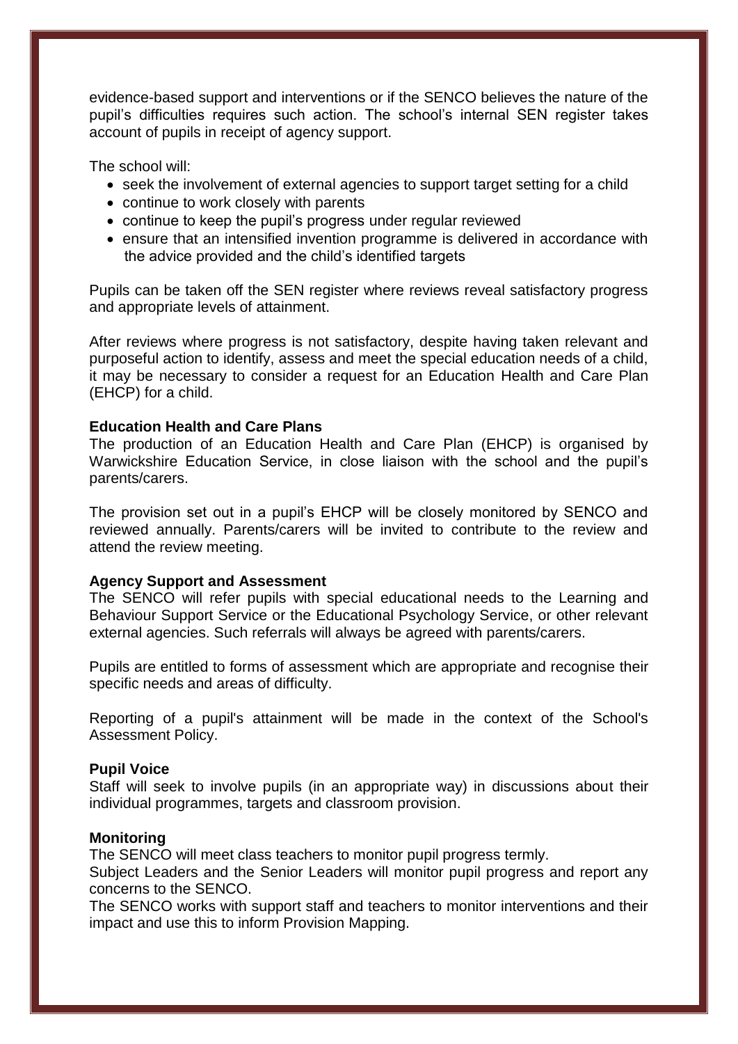evidence-based support and interventions or if the SENCO believes the nature of the pupil's difficulties requires such action. The school's internal SEN register takes account of pupils in receipt of agency support.

The school will:

- seek the involvement of external agencies to support target setting for a child
- continue to work closely with parents
- continue to keep the pupil's progress under regular reviewed
- ensure that an intensified invention programme is delivered in accordance with the advice provided and the child's identified targets

Pupils can be taken off the SEN register where reviews reveal satisfactory progress and appropriate levels of attainment.

After reviews where progress is not satisfactory, despite having taken relevant and purposeful action to identify, assess and meet the special education needs of a child, it may be necessary to consider a request for an Education Health and Care Plan (EHCP) for a child.

**Education Health and Care Plans**

The production of an Education Health and Care Plan (EHCP) is organised by Warwickshire Education Service, in close liaison with the school and the pupil's parents/carers.

The provision set out in a pupil's EHCP will be closely monitored by SENCO and reviewed annually. Parents/carers will be invited to contribute to the review and attend the review meeting.

**Agency Support and Assessment**

The SENCO will refer pupils with special educational needs to the Learning and Behaviour Support Service or the Educational Psychology Service, or other relevant external agencies. Such referrals will always be agreed with parents/carers.

Pupils are entitled to forms of assessment which are appropriate and recognise their specific needs and areas of difficulty.

Reporting of a pupil's attainment will be made in the context of the School's Assessment Policy.

**Pupil Voice**

Staff will seek to involve pupils (in an appropriate way) in discussions about their individual programmes, targets and classroom provision.

**Monitoring**

The SENCO will meet class teachers to monitor pupil progress termly.
Subject Leaders and the Senior Leaders will monitor pupil progress and report any concerns to the SENCO.
The SENCO works with support staff and teachers to monitor interventions and their impact and use this to inform Provision Mapping.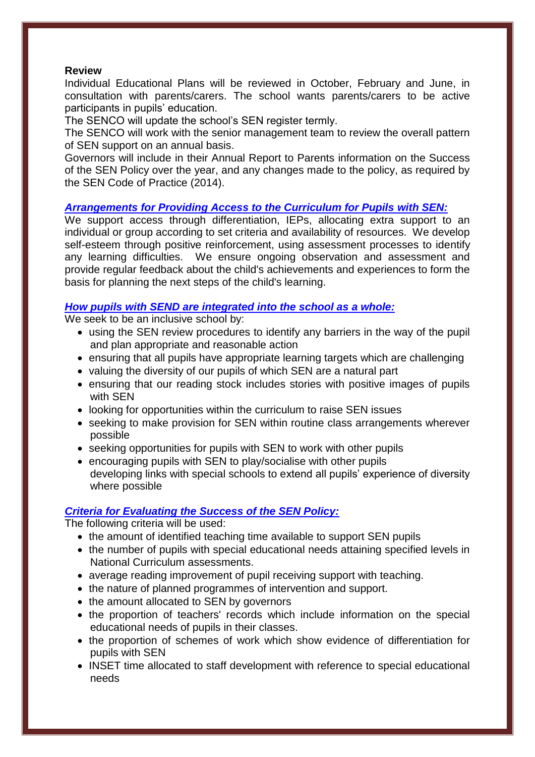**Review**

Individual Educational Plans will be reviewed in October, February and June, in consultation with parents/carers. The school wants parents/carers to be active participants in pupils' education.

The SENCO will update the school's SEN register termly.

The SENCO will work with the senior management team to review the overall pattern of SEN support on an annual basis.

Governors will include in their Annual Report to Parents information on the Success of the SEN Policy over the year, and any changes made to the policy, as required by the SEN Code of Practice (2014).

***Arrangements for Providing Access to the Curriculum for Pupils with SEN:***

We support access through differentiation, IEPs, allocating extra support to an individual or group according to set criteria and availability of resources. We develop self-esteem through positive reinforcement, using assessment processes to identify any learning difficulties. We ensure ongoing observation and assessment and provide regular feedback about the child's achievements and experiences to form the basis for planning the next steps of the child's learning.

***How pupils with SEND are integrated into the school as a whole:***

We seek to be an inclusive school by:

- using the SEN review procedures to identify any barriers in the way of the pupil and plan appropriate and reasonable action
- ensuring that all pupils have appropriate learning targets which are challenging
- valuing the diversity of our pupils of which SEN are a natural part
- ensuring that our reading stock includes stories with positive images of pupils with SEN
- looking for opportunities within the curriculum to raise SEN issues
- seeking to make provision for SEN within routine class arrangements wherever possible
- seeking opportunities for pupils with SEN to work with other pupils
- encouraging pupils with SEN to play/socialise with other pupils developing links with special schools to extend all pupils' experience of diversity where possible

***Criteria for Evaluating the Success of the SEN Policy:***

The following criteria will be used:

- the amount of identified teaching time available to support SEN pupils
- the number of pupils with special educational needs attaining specified levels in National Curriculum assessments.
- average reading improvement of pupil receiving support with teaching.
- the nature of planned programmes of intervention and support.
- the amount allocated to SEN by governors
- the proportion of teachers' records which include information on the special educational needs of pupils in their classes.
- the proportion of schemes of work which show evidence of differentiation for pupils with SEN
- INSET time allocated to staff development with reference to special educational needs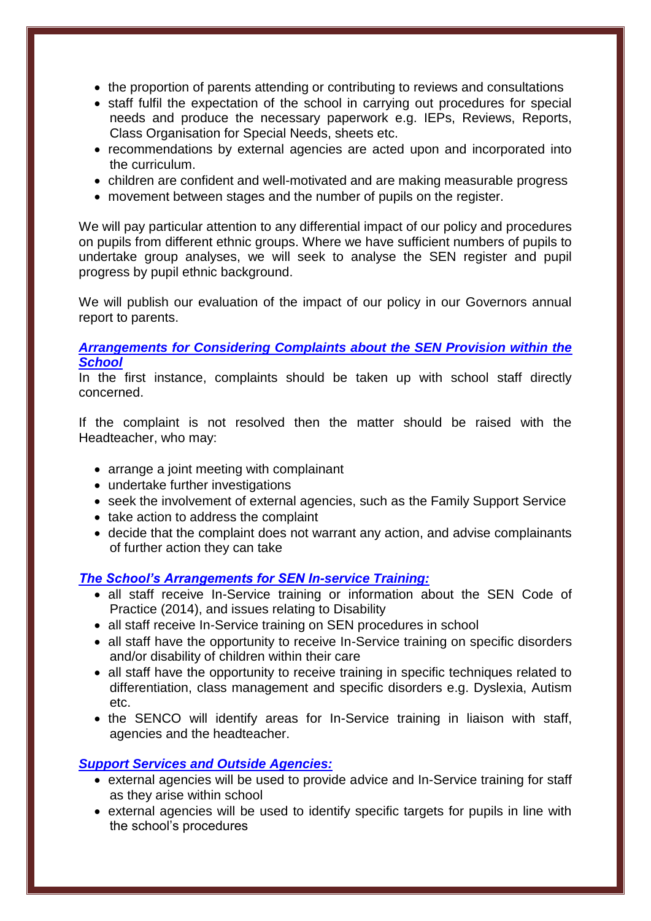- the proportion of parents attending or contributing to reviews and consultations
- staff fulfil the expectation of the school in carrying out procedures for special needs and produce the necessary paperwork e.g. IEPs, Reviews, Reports, Class Organisation for Special Needs, sheets etc.
- recommendations by external agencies are acted upon and incorporated into the curriculum.
- children are confident and well-motivated and are making measurable progress
- movement between stages and the number of pupils on the register.

We will pay particular attention to any differential impact of our policy and procedures on pupils from different ethnic groups. Where we have sufficient numbers of pupils to undertake group analyses, we will seek to analyse the SEN register and pupil progress by pupil ethnic background.

We will publish our evaluation of the impact of our policy in our Governors annual report to parents.

***Arrangements for Considering Complaints about the SEN Provision within the School***

In the first instance, complaints should be taken up with school staff directly concerned.

If the complaint is not resolved then the matter should be raised with the Headteacher, who may:

- arrange a joint meeting with complainant
- undertake further investigations
- seek the involvement of external agencies, such as the Family Support Service
- take action to address the complaint
- decide that the complaint does not warrant any action, and advise complainants of further action they can take

***The School's Arrangements for SEN In-service Training:***

- all staff receive In-Service training or information about the SEN Code of Practice (2014), and issues relating to Disability
- all staff receive In-Service training on SEN procedures in school
- all staff have the opportunity to receive In-Service training on specific disorders and/or disability of children within their care
- all staff have the opportunity to receive training in specific techniques related to differentiation, class management and specific disorders e.g. Dyslexia, Autism etc.
- the SENCO will identify areas for In-Service training in liaison with staff, agencies and the headteacher.

***Support Services and Outside Agencies:***

- external agencies will be used to provide advice and In-Service training for staff as they arise within school
- external agencies will be used to identify specific targets for pupils in line with the school's procedures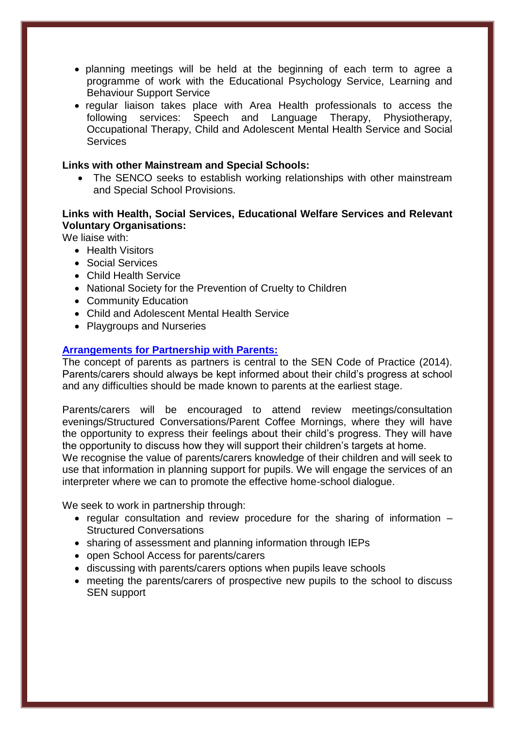- planning meetings will be held at the beginning of each term to agree a programme of work with the Educational Psychology Service, Learning and Behaviour Support Service
- regular liaison takes place with Area Health professionals to access the following services: Speech and Language Therapy, Physiotherapy, Occupational Therapy, Child and Adolescent Mental Health Service and Social Services

**Links with other Mainstream and Special Schools:**

- The SENCO seeks to establish working relationships with other mainstream and Special School Provisions.

**Links with Health, Social Services, Educational Welfare Services and Relevant Voluntary Organisations:**

We liaise with:

- Health Visitors
- Social Services
- Child Health Service
- National Society for the Prevention of Cruelty to Children
- Community Education
- Child and Adolescent Mental Health Service
- Playgroups and Nurseries

**Arrangements for Partnership with Parents:**

The concept of parents as partners is central to the SEN Code of Practice (2014). Parents/carers should always be kept informed about their child's progress at school and any difficulties should be made known to parents at the earliest stage.

Parents/carers will be encouraged to attend review meetings/consultation evenings/Structured Conversations/Parent Coffee Mornings, where they will have the opportunity to express their feelings about their child's progress. They will have the opportunity to discuss how they will support their children's targets at home.
We recognise the value of parents/carers knowledge of their children and will seek to use that information in planning support for pupils. We will engage the services of an interpreter where we can to promote the effective home-school dialogue.

We seek to work in partnership through:

- regular consultation and review procedure for the sharing of information – Structured Conversations
- sharing of assessment and planning information through IEPs
- open School Access for parents/carers
- discussing with parents/carers options when pupils leave schools
- meeting the parents/carers of prospective new pupils to the school to discuss SEN support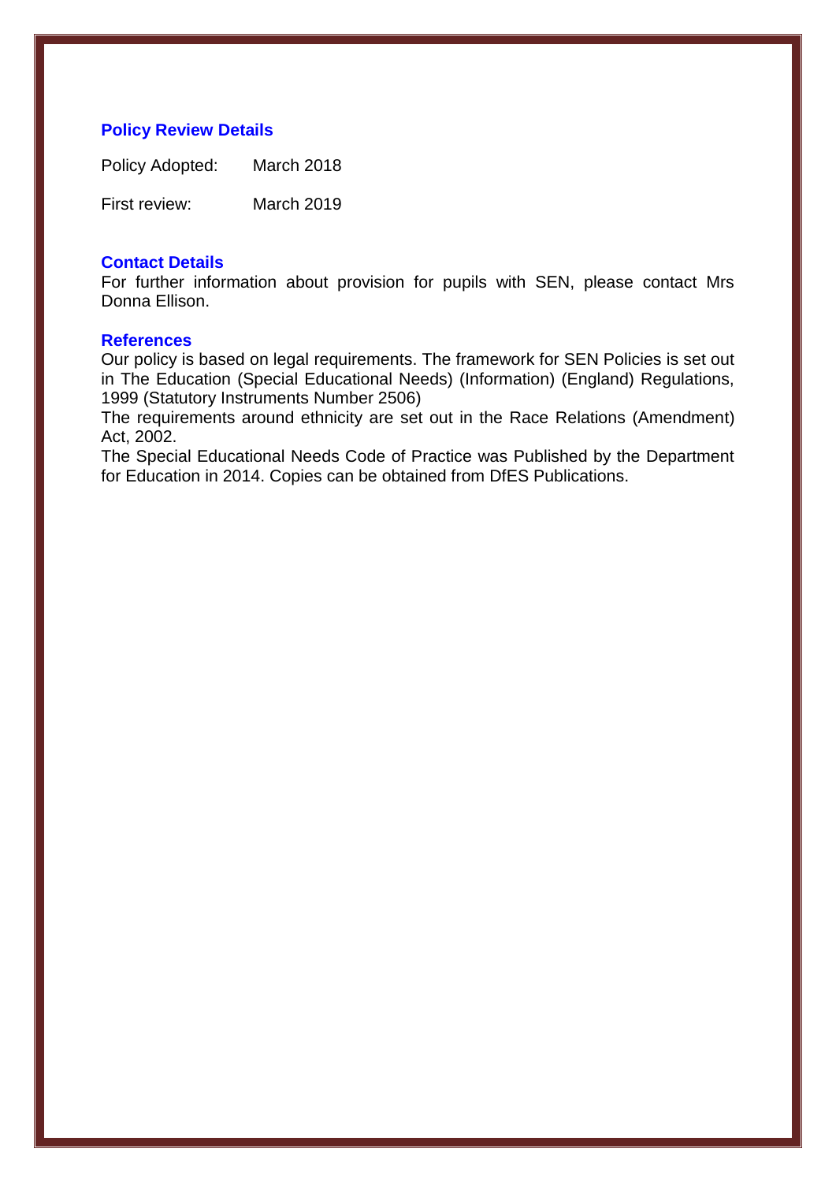## Policy Review Details

Policy Adopted: March 2018

First review: March 2019

## Contact Details

For further information about provision for pupils with SEN, please contact Mrs Donna Ellison.

## References

Our policy is based on legal requirements. The framework for SEN Policies is set out in The Education (Special Educational Needs) (Information) (England) Regulations, 1999 (Statutory Instruments Number 2506)

The requirements around ethnicity are set out in the Race Relations (Amendment) Act, 2002.

The Special Educational Needs Code of Practice was Published by the Department for Education in 2014. Copies can be obtained from DfES Publications.